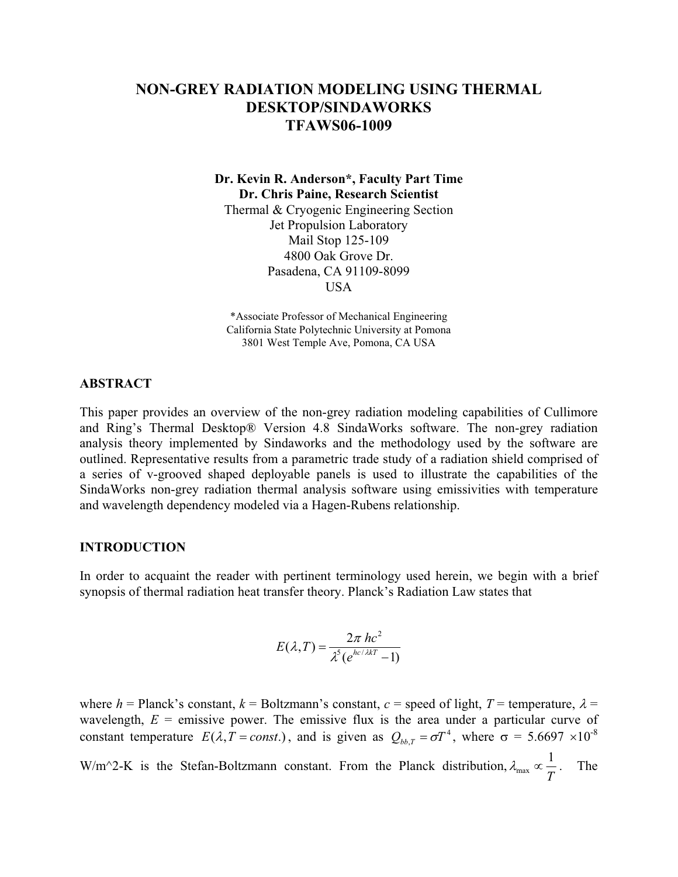# NON-GREY RADIATION MODELING USING THERMAL DESKTOP/SINDAWORKS
# TFAWS06-1009

**Dr. Kevin R. Anderson\*, Faculty Part Time**
**Dr. Chris Paine, Research Scientist**
Thermal & Cryogenic Engineering Section
Jet Propulsion Laboratory
Mail Stop 125-109
4800 Oak Grove Dr.
Pasadena, CA 91109-8099
USA

*Associate Professor of Mechanical Engineering
California State Polytechnic University at Pomona
3801 West Temple Ave, Pomona, CA USA

## ABSTRACT

This paper provides an overview of the non-grey radiation modeling capabilities of Cullimore and Ring's Thermal Desktop® Version 4.8 SindaWorks software. The non-grey radiation analysis theory implemented by Sindaworks and the methodology used by the software are outlined. Representative results from a parametric trade study of a radiation shield comprised of a series of v-grooved shaped deployable panels is used to illustrate the capabilities of the SindaWorks non-grey radiation thermal analysis software using emissivities with temperature and wavelength dependency modeled via a Hagen-Rubens relationship.

## INTRODUCTION

In order to acquaint the reader with pertinent terminology used herein, we begin with a brief synopsis of thermal radiation heat transfer theory. Planck's Radiation Law states that

$$E(\lambda, T) = \frac{2\pi\, hc^2}{\lambda^5 (e^{hc/\lambda kT} - 1)}$$

where $h$ = Planck's constant, $k$ = Boltzmann's constant, $c$ = speed of light, $T$ = temperature, $\lambda$ = wavelength, $E$ = emissive power. The emissive flux is the area under a particular curve of constant temperature $E(\lambda, T = const.)$, and is given as $Q_{bb,T} = \sigma T^4$, where $\sigma$ = 5.6697 $\times 10^{-8}$ W/m^2-K is the Stefan-Boltzmann constant. From the Planck distribution, $\lambda_{\max} \propto \frac{1}{T}$. The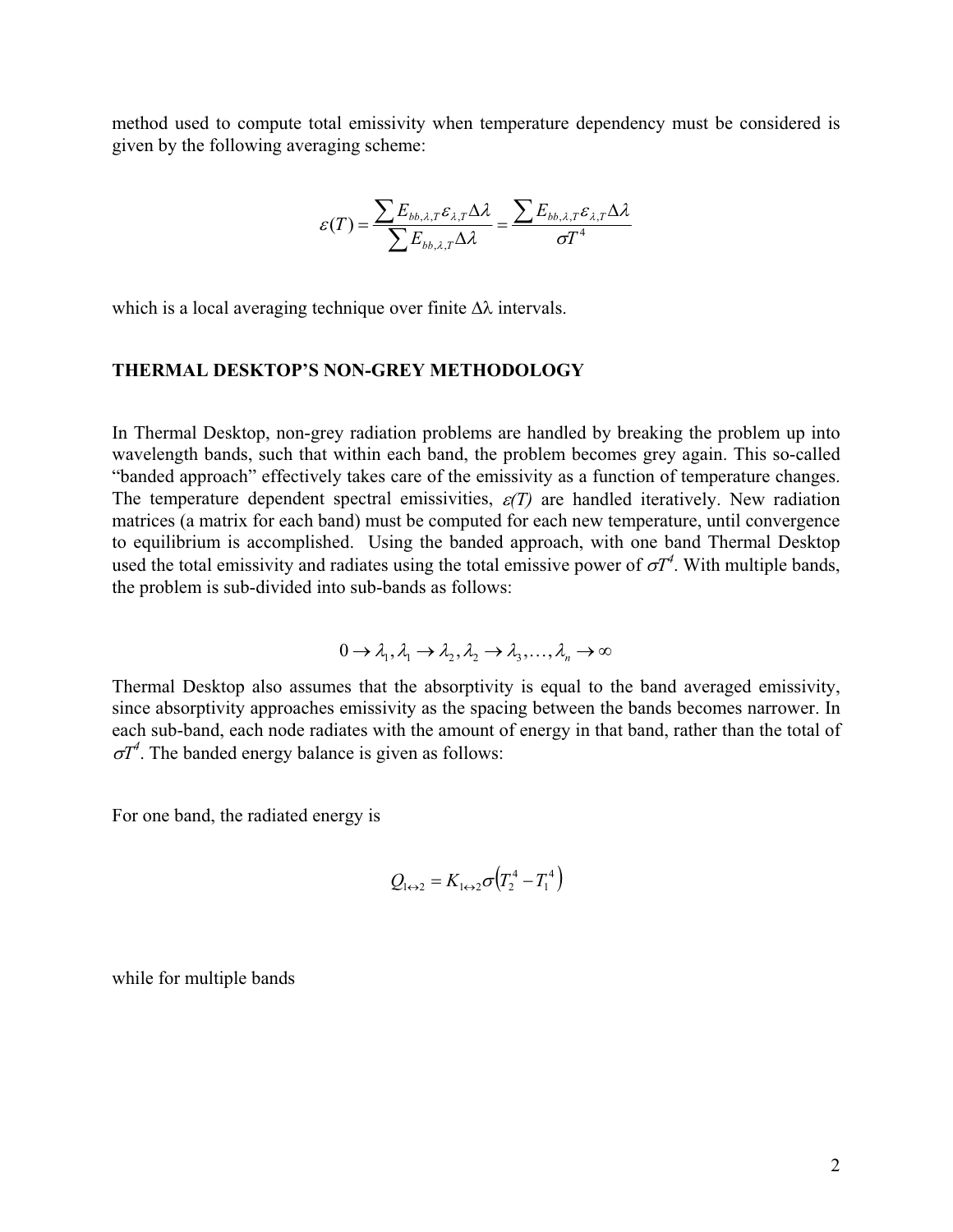method used to compute total emissivity when temperature dependency must be considered is given by the following averaging scheme:

$$\varepsilon(T) = \frac{\sum E_{bb,\lambda,T}\varepsilon_{\lambda,T}\Delta\lambda}{\sum E_{bb,\lambda,T}\Delta\lambda} = \frac{\sum E_{bb,\lambda,T}\varepsilon_{\lambda,T}\Delta\lambda}{\sigma T^4}$$

which is a local averaging technique over finite $\Delta\lambda$ intervals.

## THERMAL DESKTOP'S NON-GREY METHODOLOGY

In Thermal Desktop, non-grey radiation problems are handled by breaking the problem up into wavelength bands, such that within each band, the problem becomes grey again. This so-called "banded approach" effectively takes care of the emissivity as a function of temperature changes. The temperature dependent spectral emissivities, $\varepsilon(T)$ are handled iteratively. New radiation matrices (a matrix for each band) must be computed for each new temperature, until convergence to equilibrium is accomplished. Using the banded approach, with one band Thermal Desktop used the total emissivity and radiates using the total emissive power of $\sigma T^4$. With multiple bands, the problem is sub-divided into sub-bands as follows:

$$0 \rightarrow \lambda_1, \lambda_1 \rightarrow \lambda_2, \lambda_2 \rightarrow \lambda_3, \ldots, \lambda_n \rightarrow \infty$$

Thermal Desktop also assumes that the absorptivity is equal to the band averaged emissivity, since absorptivity approaches emissivity as the spacing between the bands becomes narrower. In each sub-band, each node radiates with the amount of energy in that band, rather than the total of $\sigma T^4$. The banded energy balance is given as follows:

For one band, the radiated energy is

$$Q_{1\leftrightarrow 2} = K_{1\leftrightarrow 2}\sigma\left(T_2^4 - T_1^4\right)$$

while for multiple bands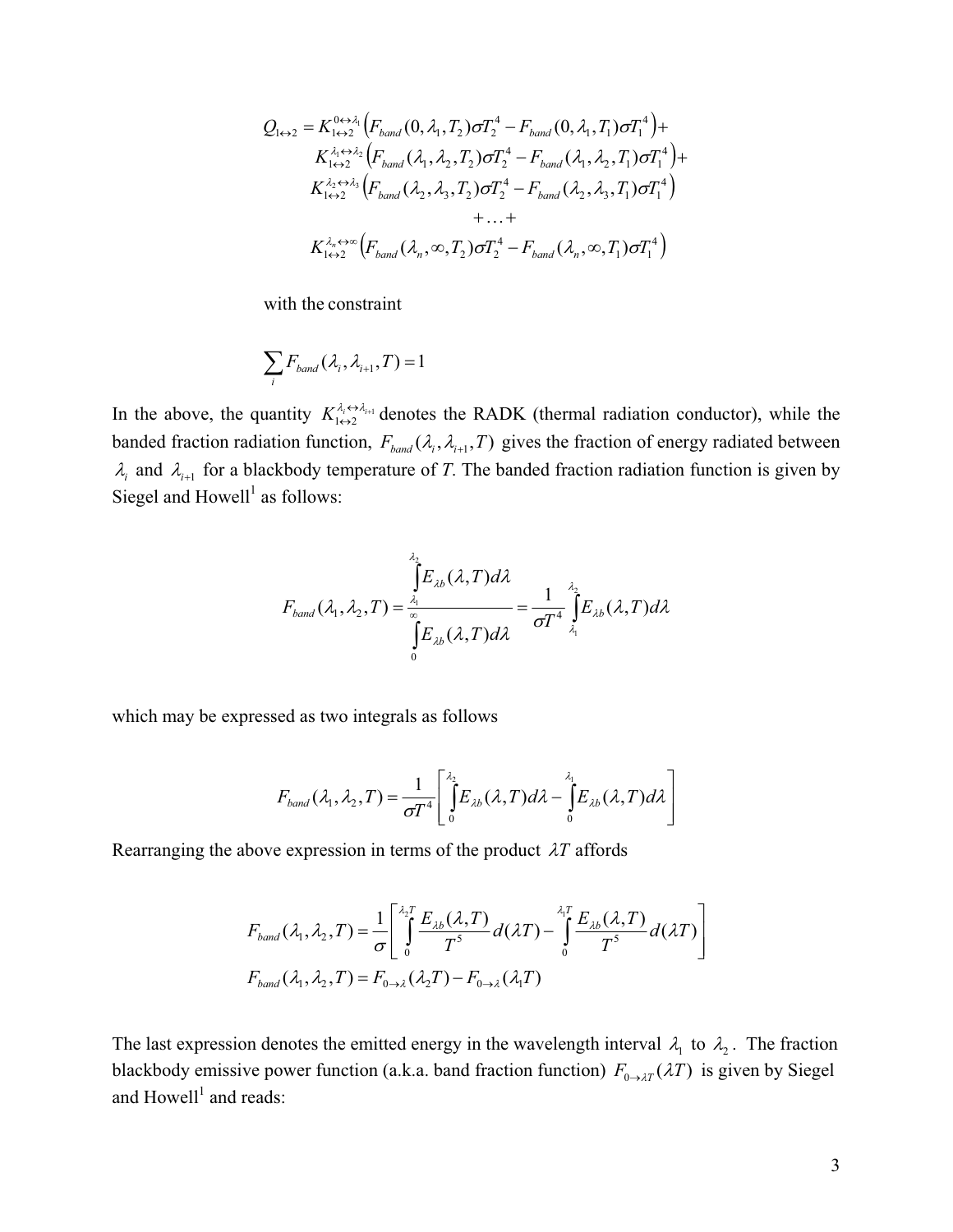$$
\begin{aligned}
Q_{1\leftrightarrow 2} = {} & K_{1\leftrightarrow 2}^{0\leftrightarrow \lambda_1}\left(F_{band}(0,\lambda_1,T_2)\sigma T_2^4 - F_{band}(0,\lambda_1,T_1)\sigma T_1^4\right) + \\
& K_{1\leftrightarrow 2}^{\lambda_1\leftrightarrow \lambda_2}\left(F_{band}(\lambda_1,\lambda_2,T_2)\sigma T_2^4 - F_{band}(\lambda_1,\lambda_2,T_1)\sigma T_1^4\right) + \\
& K_{1\leftrightarrow 2}^{\lambda_2\leftrightarrow \lambda_3}\left(F_{band}(\lambda_2,\lambda_3,T_2)\sigma T_2^4 - F_{band}(\lambda_2,\lambda_3,T_1)\sigma T_1^4\right) \\
& + \ldots + \\
& K_{1\leftrightarrow 2}^{\lambda_n\leftrightarrow \infty}\left(F_{band}(\lambda_n,\infty,T_2)\sigma T_2^4 - F_{band}(\lambda_n,\infty,T_1)\sigma T_1^4\right)
\end{aligned}
$$

with the constraint

$$
\sum_i F_{band}(\lambda_i,\lambda_{i+1},T) = 1
$$

In the above, the quantity $K_{1\leftrightarrow 2}^{\lambda_i\leftrightarrow \lambda_{i+1}}$ denotes the RADK (thermal radiation conductor), while the banded fraction radiation function, $F_{band}(\lambda_i,\lambda_{i+1},T)$ gives the fraction of energy radiated between $\lambda_i$ and $\lambda_{i+1}$ for a blackbody temperature of *T*. The banded fraction radiation function is given by Siegel and Howell[1] as follows:

$$
F_{band}(\lambda_1,\lambda_2,T) = \frac{\int_{\lambda_1}^{\lambda_2} E_{\lambda b}(\lambda,T)\,d\lambda}{\int_0^{\infty} E_{\lambda b}(\lambda,T)\,d\lambda} = \frac{1}{\sigma T^4}\int_{\lambda_1}^{\lambda_2} E_{\lambda b}(\lambda,T)\,d\lambda
$$

which may be expressed as two integrals as follows

$$
F_{band}(\lambda_1,\lambda_2,T) = \frac{1}{\sigma T^4}\left[\int_0^{\lambda_2} E_{\lambda b}(\lambda,T)\,d\lambda - \int_0^{\lambda_1} E_{\lambda b}(\lambda,T)\,d\lambda\right]
$$

Rearranging the above expression in terms of the product $\lambda T$ affords

$$
\begin{aligned}
F_{band}(\lambda_1,\lambda_2,T) &= \frac{1}{\sigma}\left[\int_0^{\lambda_2 T} \frac{E_{\lambda b}(\lambda,T)}{T^5}\,d(\lambda T) - \int_0^{\lambda_1 T} \frac{E_{\lambda b}(\lambda,T)}{T^5}\,d(\lambda T)\right] \\
F_{band}(\lambda_1,\lambda_2,T) &= F_{0\to\lambda}(\lambda_2 T) - F_{0\to\lambda}(\lambda_1 T)
\end{aligned}
$$

The last expression denotes the emitted energy in the wavelength interval $\lambda_1$ to $\lambda_2$. The fraction blackbody emissive power function (a.k.a. band fraction function) $F_{0\to\lambda T}(\lambda T)$ is given by Siegel and Howell[1] and reads: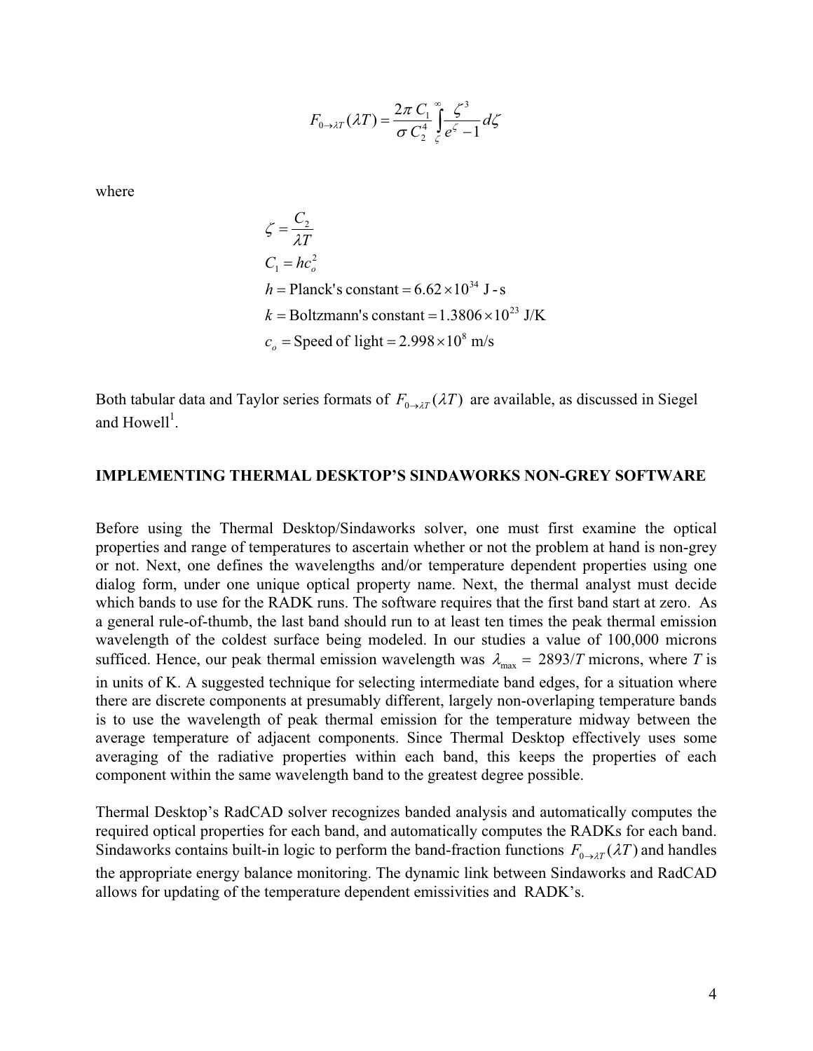$$F_{0\to\lambda T}(\lambda T) = \frac{2\pi\, C_1}{\sigma\, C_2^4} \int_{\zeta}^{\infty} \frac{\zeta^3}{e^{\zeta} - 1} d\zeta$$

where

$$\zeta = \frac{C_2}{\lambda T}$$

$$C_1 = hc_o^2$$

$$h = \text{Planck's constant} = 6.62 \times 10^{34} \text{ J - s}$$

$$k = \text{Boltzmann's constant} = 1.3806 \times 10^{23} \text{ J/K}$$

$$c_o = \text{Speed of light} = 2.998 \times 10^{8} \text{ m/s}$$

Both tabular data and Taylor series formats of $F_{0\to\lambda T}(\lambda T)$ are available, as discussed in Siegel and Howell[1].

**IMPLEMENTING THERMAL DESKTOP'S SINDAWORKS NON-GREY SOFTWARE**

Before using the Thermal Desktop/Sindaworks solver, one must first examine the optical properties and range of temperatures to ascertain whether or not the problem at hand is non-grey or not. Next, one defines the wavelengths and/or temperature dependent properties using one dialog form, under one unique optical property name. Next, the thermal analyst must decide which bands to use for the RADK runs. The software requires that the first band start at zero. As a general rule-of-thumb, the last band should run to at least ten times the peak thermal emission wavelength of the coldest surface being modeled. In our studies a value of 100,000 microns sufficed. Hence, our peak thermal emission wavelength was $\lambda_{\max} = 2893/T$ microns, where $T$ is in units of K. A suggested technique for selecting intermediate band edges, for a situation where there are discrete components at presumably different, largely non-overlaping temperature bands is to use the wavelength of peak thermal emission for the temperature midway between the average temperature of adjacent components. Since Thermal Desktop effectively uses some averaging of the radiative properties within each band, this keeps the properties of each component within the same wavelength band to the greatest degree possible.

Thermal Desktop's RadCAD solver recognizes banded analysis and automatically computes the required optical properties for each band, and automatically computes the RADKs for each band. Sindaworks contains built-in logic to perform the band-fraction functions $F_{0\to\lambda T}(\lambda T)$ and handles the appropriate energy balance monitoring. The dynamic link between Sindaworks and RadCAD allows for updating of the temperature dependent emissivities and RADK's.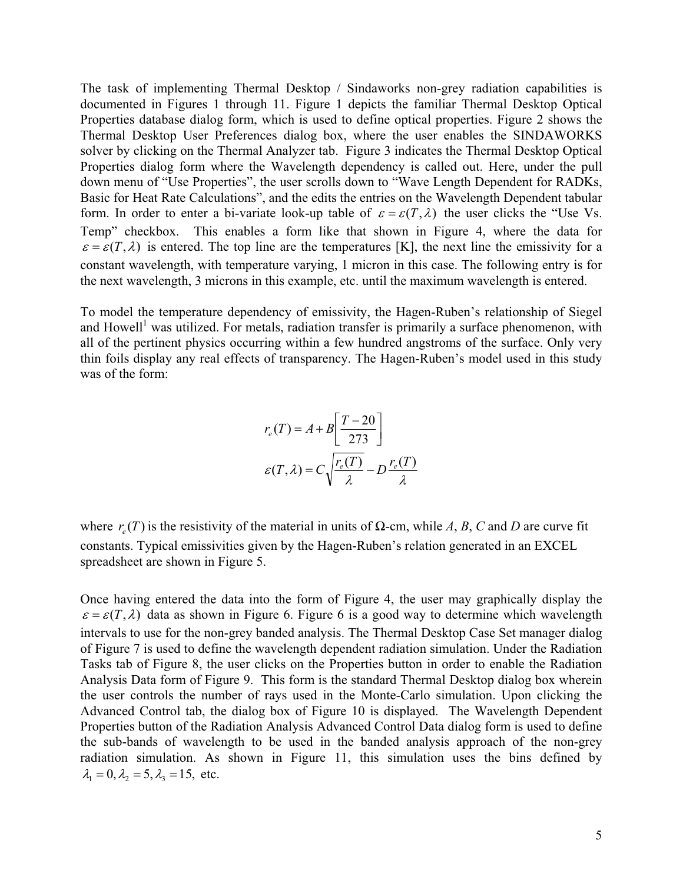The task of implementing Thermal Desktop / Sindaworks non-grey radiation capabilities is documented in Figures 1 through 11. Figure 1 depicts the familiar Thermal Desktop Optical Properties database dialog form, which is used to define optical properties. Figure 2 shows the Thermal Desktop User Preferences dialog box, where the user enables the SINDAWORKS solver by clicking on the Thermal Analyzer tab. Figure 3 indicates the Thermal Desktop Optical Properties dialog form where the Wavelength dependency is called out. Here, under the pull down menu of "Use Properties", the user scrolls down to "Wave Length Dependent for RADKs, Basic for Heat Rate Calculations", and the edits the entries on the Wavelength Dependent tabular form. In order to enter a bi-variate look-up table of $\varepsilon = \varepsilon(T,\lambda)$ the user clicks the "Use Vs. Temp" checkbox. This enables a form like that shown in Figure 4, where the data for $\varepsilon = \varepsilon(T,\lambda)$ is entered. The top line are the temperatures [K], the next line the emissivity for a constant wavelength, with temperature varying, 1 micron in this case. The following entry is for the next wavelength, 3 microns in this example, etc. until the maximum wavelength is entered.

To model the temperature dependency of emissivity, the Hagen-Ruben's relationship of Siegel and Howell[1] was utilized. For metals, radiation transfer is primarily a surface phenomenon, with all of the pertinent physics occurring within a few hundred angstroms of the surface. Only very thin foils display any real effects of transparency. The Hagen-Ruben's model used in this study was of the form:

$$r_e(T) = A + B\left[\frac{T-20}{273}\right]$$

$$\varepsilon(T,\lambda) = C\sqrt{\frac{r_e(T)}{\lambda}} - D\frac{r_e(T)}{\lambda}$$

where $r_e(T)$ is the resistivity of the material in units of Ω-cm, while *A*, *B*, *C* and *D* are curve fit constants. Typical emissivities given by the Hagen-Ruben's relation generated in an EXCEL spreadsheet are shown in Figure 5.

Once having entered the data into the form of Figure 4, the user may graphically display the $\varepsilon = \varepsilon(T,\lambda)$ data as shown in Figure 6. Figure 6 is a good way to determine which wavelength intervals to use for the non-grey banded analysis. The Thermal Desktop Case Set manager dialog of Figure 7 is used to define the wavelength dependent radiation simulation. Under the Radiation Tasks tab of Figure 8, the user clicks on the Properties button in order to enable the Radiation Analysis Data form of Figure 9. This form is the standard Thermal Desktop dialog box wherein the user controls the number of rays used in the Monte-Carlo simulation. Upon clicking the Advanced Control tab, the dialog box of Figure 10 is displayed. The Wavelength Dependent Properties button of the Radiation Analysis Advanced Control Data dialog form is used to define the sub-bands of wavelength to be used in the banded analysis approach of the non-grey radiation simulation. As shown in Figure 11, this simulation uses the bins defined by $\lambda_1 = 0, \lambda_2 = 5, \lambda_3 = 15,$ etc.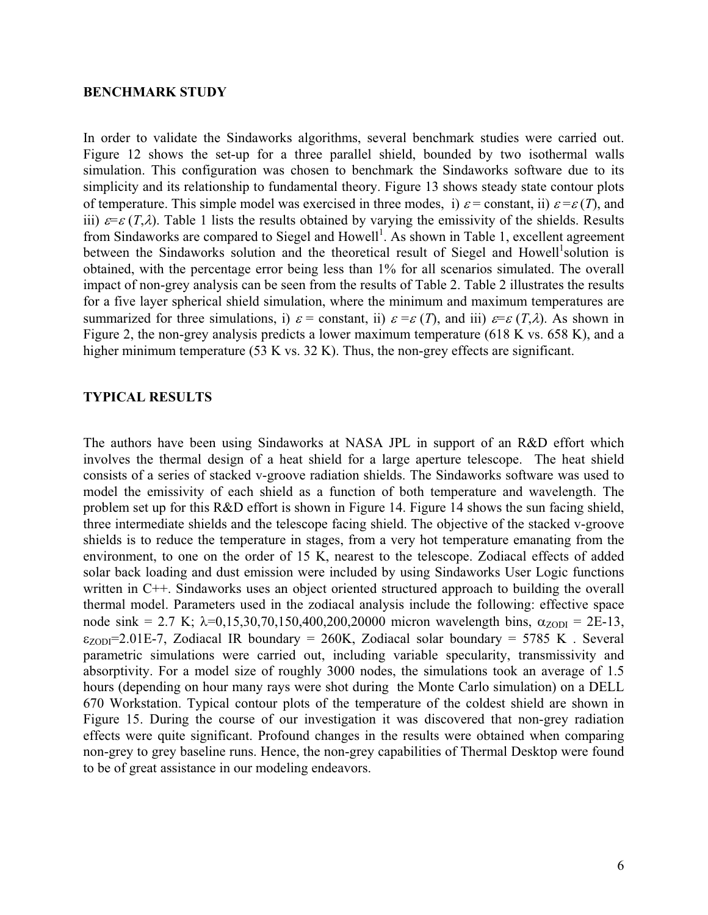**BENCHMARK STUDY**

In order to validate the Sindaworks algorithms, several benchmark studies were carried out. Figure 12 shows the set-up for a three parallel shield, bounded by two isothermal walls simulation. This configuration was chosen to benchmark the Sindaworks software due to its simplicity and its relationship to fundamental theory. Figure 13 shows steady state contour plots of temperature. This simple model was exercised in three modes, i) $\varepsilon$ = constant, ii) $\varepsilon = \varepsilon(T)$, and iii) $\varepsilon = \varepsilon(T,\lambda)$. Table 1 lists the results obtained by varying the emissivity of the shields. Results from Sindaworks are compared to Siegel and Howell[1]. As shown in Table 1, excellent agreement between the Sindaworks solution and the theoretical result of Siegel and Howell[1]solution is obtained, with the percentage error being less than 1% for all scenarios simulated. The overall impact of non-grey analysis can be seen from the results of Table 2. Table 2 illustrates the results for a five layer spherical shield simulation, where the minimum and maximum temperatures are summarized for three simulations, i) $\varepsilon$ = constant, ii) $\varepsilon = \varepsilon(T)$, and iii) $\varepsilon = \varepsilon(T,\lambda)$. As shown in Figure 2, the non-grey analysis predicts a lower maximum temperature (618 K vs. 658 K), and a higher minimum temperature (53 K vs. 32 K). Thus, the non-grey effects are significant.

**TYPICAL RESULTS**

The authors have been using Sindaworks at NASA JPL in support of an R&D effort which involves the thermal design of a heat shield for a large aperture telescope. The heat shield consists of a series of stacked v-groove radiation shields. The Sindaworks software was used to model the emissivity of each shield as a function of both temperature and wavelength. The problem set up for this R&D effort is shown in Figure 14. Figure 14 shows the sun facing shield, three intermediate shields and the telescope facing shield. The objective of the stacked v-groove shields is to reduce the temperature in stages, from a very hot temperature emanating from the environment, to one on the order of 15 K, nearest to the telescope. Zodiacal effects of added solar back loading and dust emission were included by using Sindaworks User Logic functions written in C++. Sindaworks uses an object oriented structured approach to building the overall thermal model. Parameters used in the zodiacal analysis include the following: effective space node sink = 2.7 K; $\lambda$=0,15,30,70,150,400,200,20000 micron wavelength bins, $\alpha_{ZODI}$ = 2E-13, $\varepsilon_{ZODI}$=2.01E-7, Zodiacal IR boundary = 260K, Zodiacal solar boundary = 5785 K . Several parametric simulations were carried out, including variable specularity, transmissivity and absorptivity. For a model size of roughly 3000 nodes, the simulations took an average of 1.5 hours (depending on hour many rays were shot during the Monte Carlo simulation) on a DELL 670 Workstation. Typical contour plots of the temperature of the coldest shield are shown in Figure 15. During the course of our investigation it was discovered that non-grey radiation effects were quite significant. Profound changes in the results were obtained when comparing non-grey to grey baseline runs. Hence, the non-grey capabilities of Thermal Desktop were found to be of great assistance in our modeling endeavors.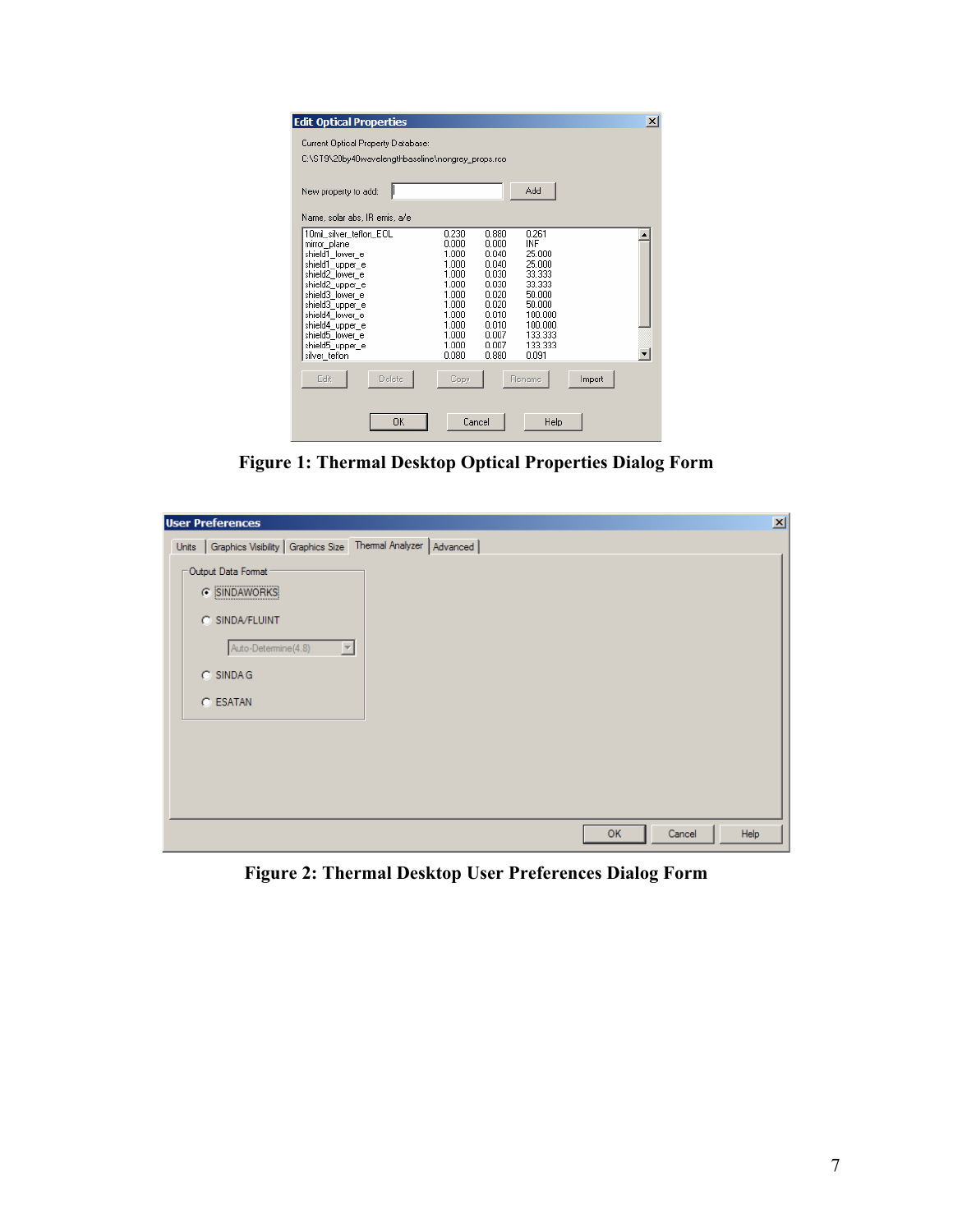Figure 1: Thermal Desktop Optical Properties Dialog Form

Figure 2: Thermal Desktop User Preferences Dialog Form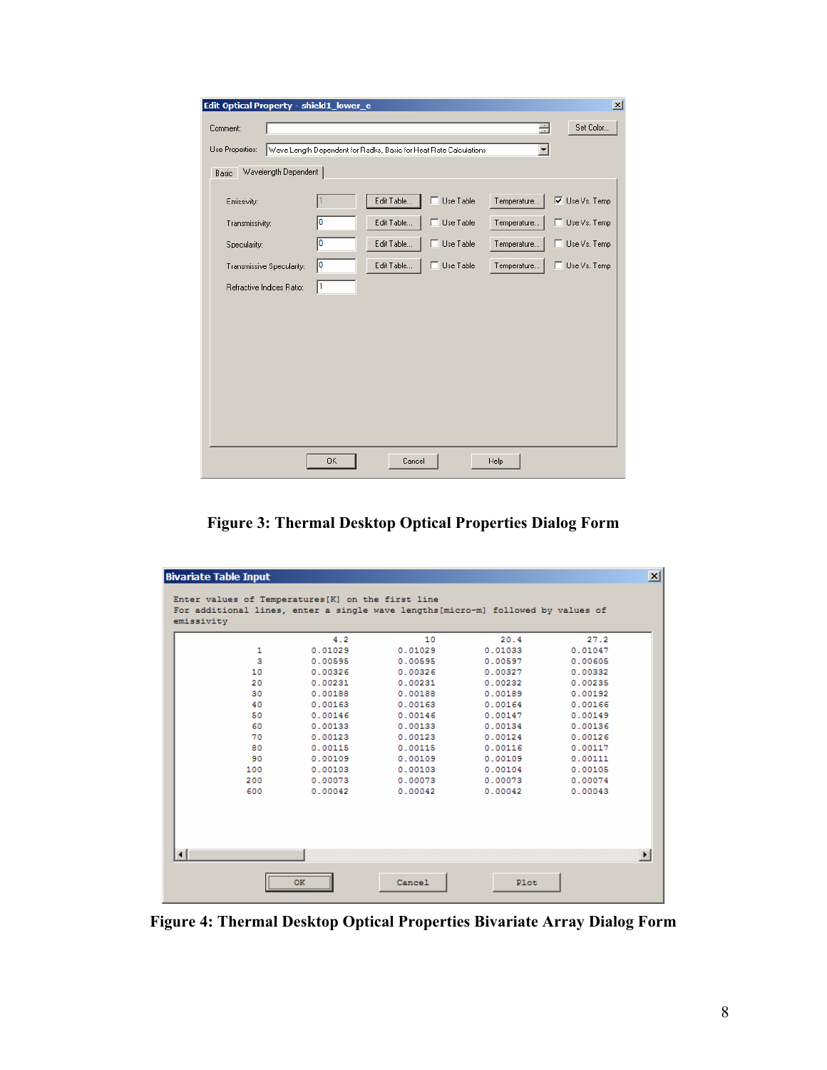**Edit Optical Property - shield1_lower_e**

Comment:

Use Properties: Wave Length Dependent for Radks, Basic for Heat Rate Calculations

Basic | Wavelength Dependent

| Property | Value | | | | |
|---|---|---|---|---|---|
| Emissivity: | 1 | Edit Table... | ☐ Use Table | Temperature... | ☑ Use Vs. Temp |
| Transmissivity: | 0 | Edit Table... | ☐ Use Table | Temperature... | ☐ Use Vs. Temp |
| Specularity: | 0 | Edit Table... | ☐ Use Table | Temperature... | ☐ Use Vs. Temp |
| Transmissive Specularity: | 0 | Edit Table... | ☐ Use Table | Temperature... | ☐ Use Vs. Temp |
| Refractive Indices Ratio: | 1 | | | | |

OK | Cancel | Help

**Figure 3: Thermal Desktop Optical Properties Dialog Form**

**Bivariate Table Input**

Enter values of Temperatures[K] on the first line
For additional lines, enter a single wave lengths[micro-m] followed by values of emissivity

| | 4.2 | 10 | 20.4 | 27.2 |
|---|---|---|---|---|
| 1 | 0.01029 | 0.01029 | 0.01033 | 0.01047 |
| 3 | 0.00595 | 0.00595 | 0.00597 | 0.00605 |
| 10 | 0.00326 | 0.00326 | 0.00327 | 0.00332 |
| 20 | 0.00231 | 0.00231 | 0.00232 | 0.00235 |
| 30 | 0.00188 | 0.00188 | 0.00189 | 0.00192 |
| 40 | 0.00163 | 0.00163 | 0.00164 | 0.00166 |
| 50 | 0.00146 | 0.00146 | 0.00147 | 0.00149 |
| 60 | 0.00133 | 0.00133 | 0.00134 | 0.00136 |
| 70 | 0.00123 | 0.00123 | 0.00124 | 0.00126 |
| 80 | 0.00115 | 0.00115 | 0.00116 | 0.00117 |
| 90 | 0.00109 | 0.00109 | 0.00109 | 0.00111 |
| 100 | 0.00103 | 0.00103 | 0.00104 | 0.00105 |
| 200 | 0.00073 | 0.00073 | 0.00073 | 0.00074 |
| 600 | 0.00042 | 0.00042 | 0.00042 | 0.00043 |

OK | Cancel | Plot

**Figure 4: Thermal Desktop Optical Properties Bivariate Array Dialog Form**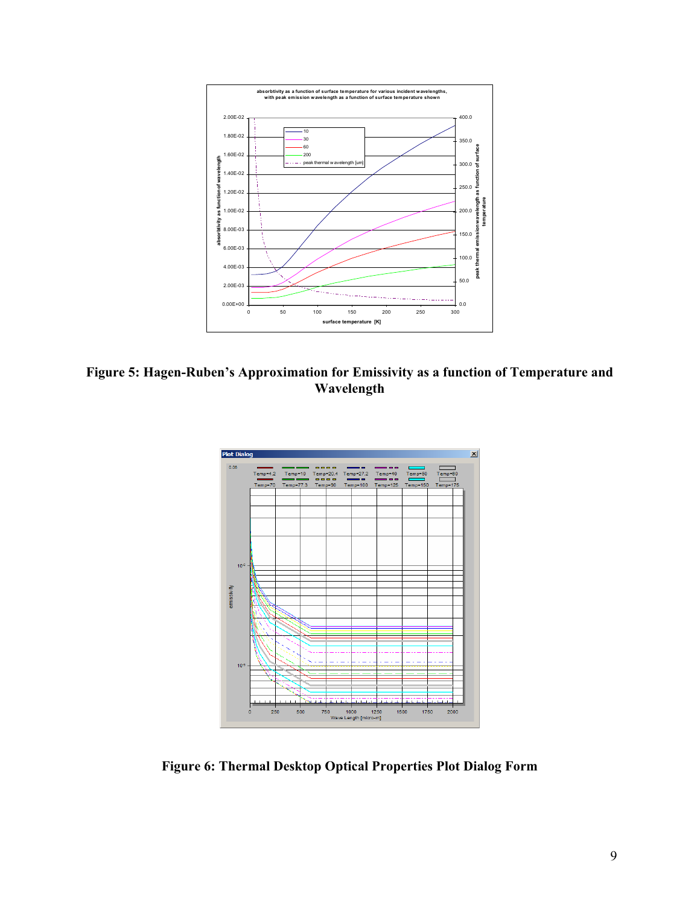**Figure 5: Hagen-Ruben's Approximation for Emissivity as a function of Temperature and Wavelength**

**Figure 6: Thermal Desktop Optical Properties Plot Dialog Form**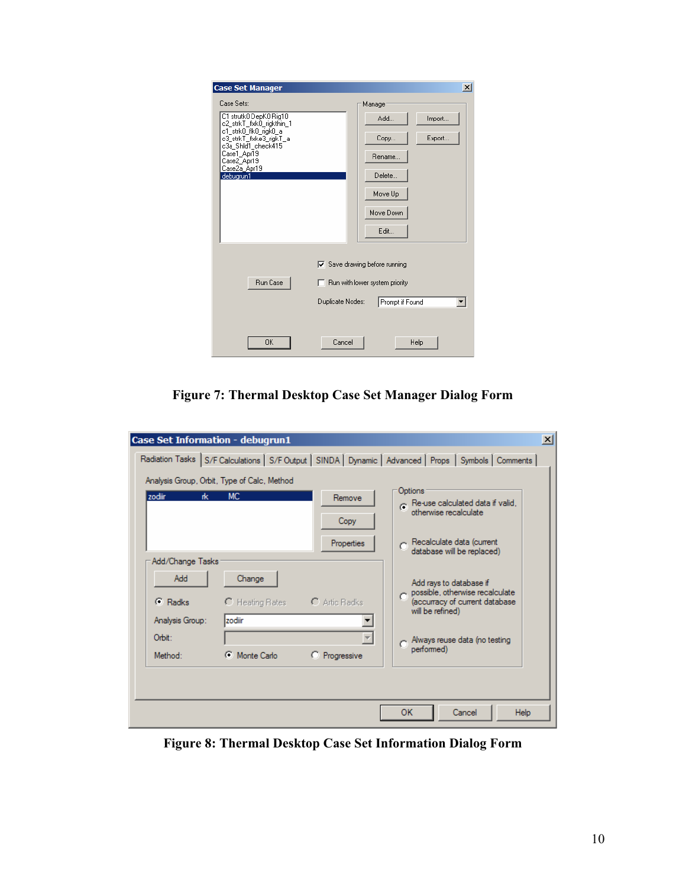**Figure 7: Thermal Desktop Case Set Manager Dialog Form**

**Figure 8: Thermal Desktop Case Set Information Dialog Form**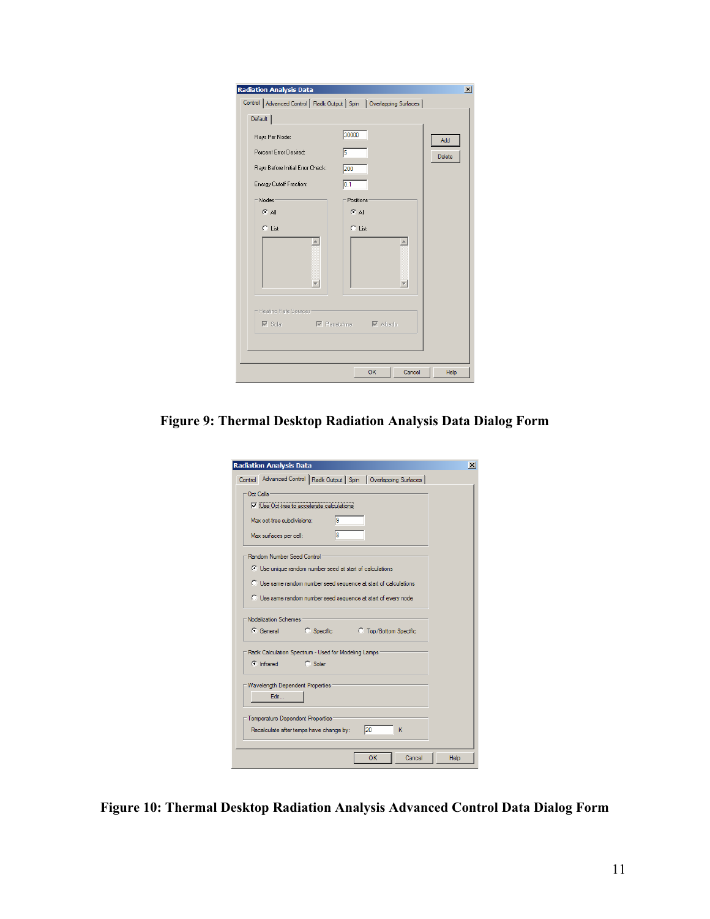**Figure 9: Thermal Desktop Radiation Analysis Data Dialog Form**

**Figure 10: Thermal Desktop Radiation Analysis Advanced Control Data Dialog Form**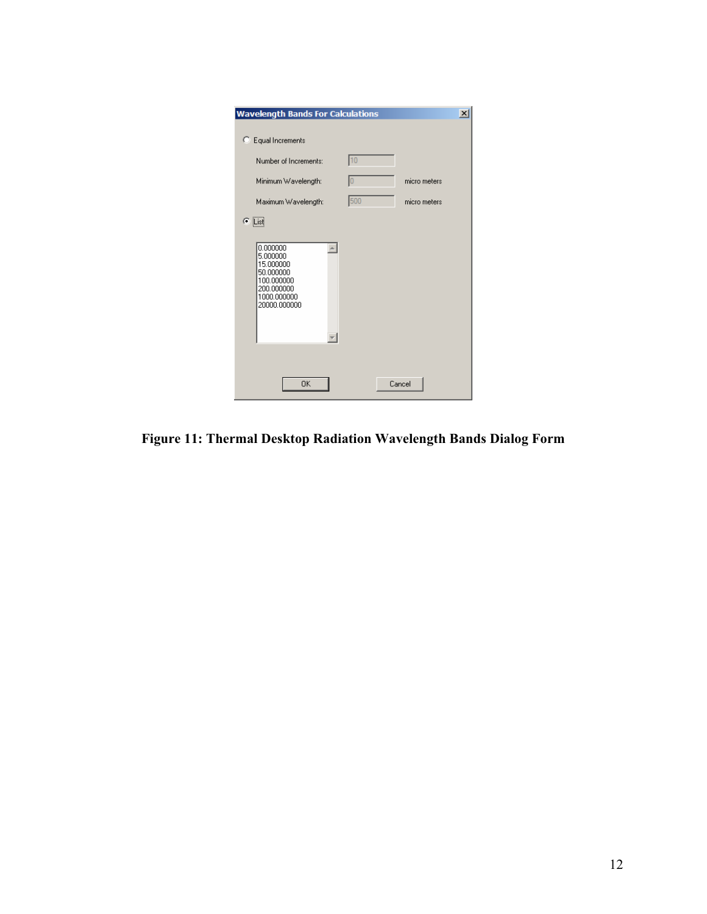**Figure 11: Thermal Desktop Radiation Wavelength Bands Dialog Form**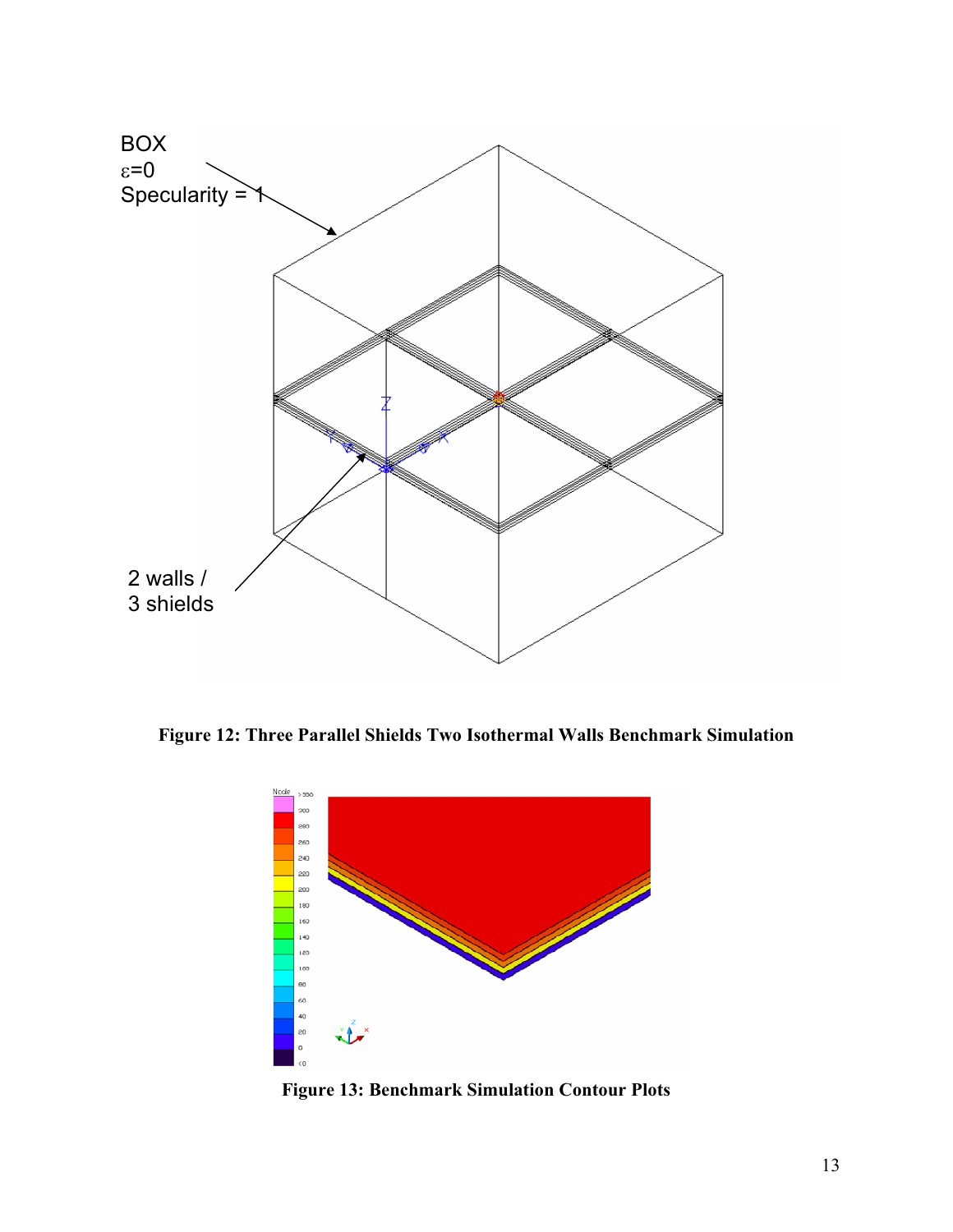BOX
$\varepsilon$=0
Specularity = 1

2 walls /
3 shields

**Figure 12: Three Parallel Shields Two Isothermal Walls Benchmark Simulation**

**Figure 13: Benchmark Simulation Contour Plots**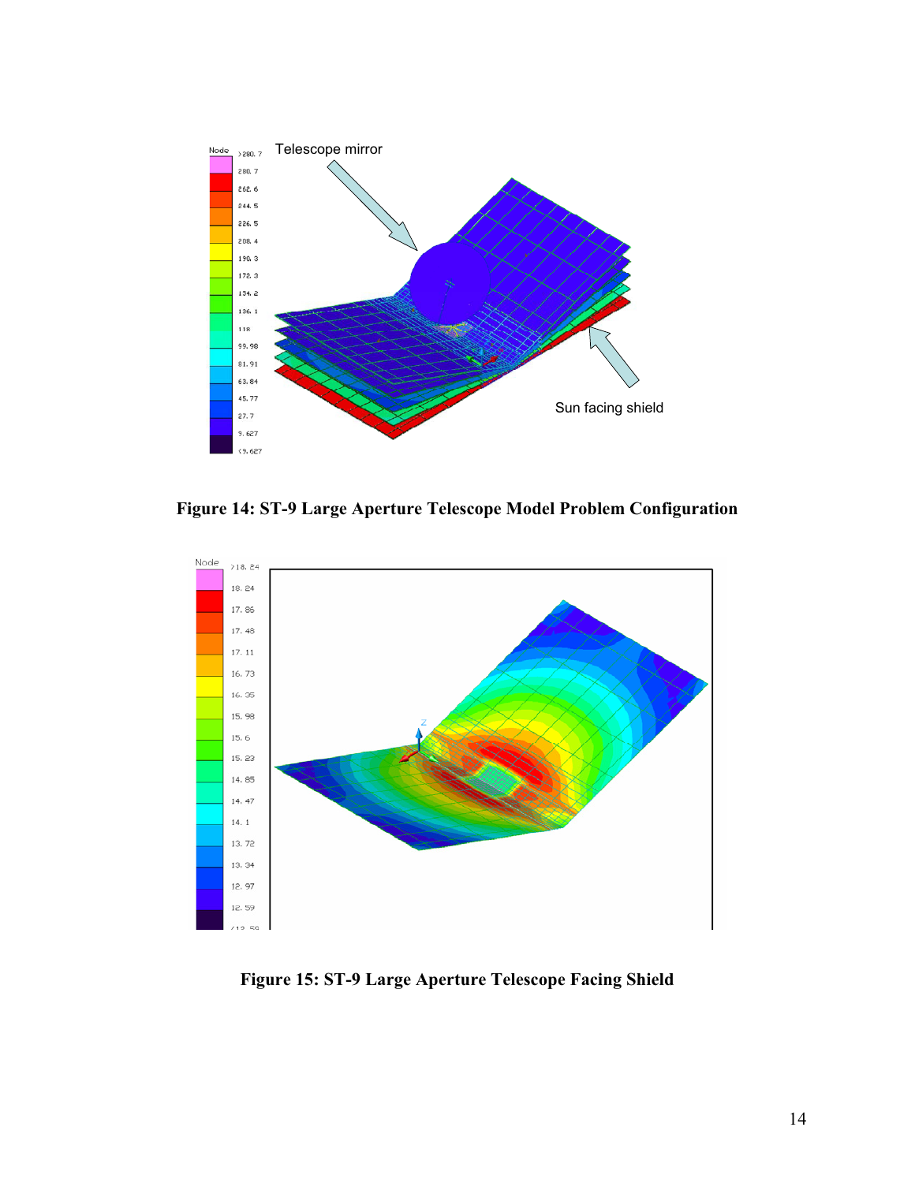**Figure 14: ST-9 Large Aperture Telescope Model Problem Configuration**

**Figure 15: ST-9 Large Aperture Telescope Facing Shield**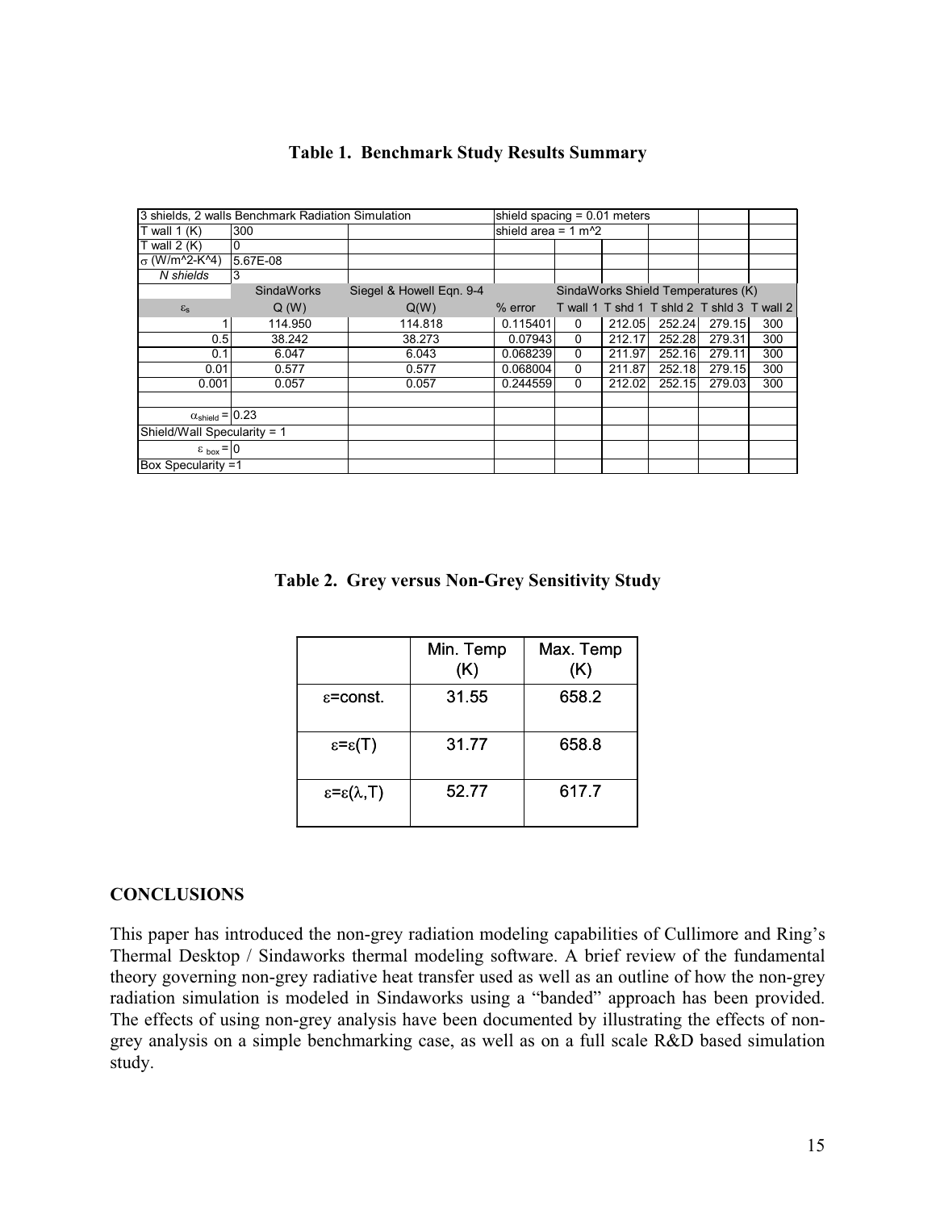**Table 1. Benchmark Study Results Summary**

| 3 shields, 2 walls Benchmark Radiation Simulation | | | shield spacing = 0.01 meters | | | | | |
|---|---|---|---|---|---|---|---|---|
| T wall 1 (K) | 300 | | shield area = 1 m^2 | | | | | |
| T wall 2 (K) | 0 | | | | | | | |
| $\sigma$ (W/m^2-K^4) | 5.67E-08 | | | | | | | |
| *N shields* | 3 | | | | | | | |
| | SindaWorks | Siegel & Howell Eqn. 9-4 | | SindaWorks Shield Temperatures (K) | | | | |
| $\varepsilon_s$ | Q (W) | Q(W) | % error | T wall 1 | T shd 1 | T shld 2 | T shld 3 | T wall 2 |
| 1 | 114.950 | 114.818 | 0.115401 | 0 | 212.05 | 252.24 | 279.15 | 300 |
| 0.5 | 38.242 | 38.273 | 0.07943 | 0 | 212.17 | 252.28 | 279.31 | 300 |
| 0.1 | 6.047 | 6.043 | 0.068239 | 0 | 211.97 | 252.16 | 279.11 | 300 |
| 0.01 | 0.577 | 0.577 | 0.068004 | 0 | 211.87 | 252.18 | 279.15 | 300 |
| 0.001 | 0.057 | 0.057 | 0.244559 | 0 | 212.02 | 252.15 | 279.03 | 300 |
| | | | | | | | | |
| $\alpha_{shield}$ = | 0.23 | | | | | | | |
| Shield/Wall Specularity = 1 | | | | | | | | |
| $\varepsilon_{box}$ = | 0 | | | | | | | |
| Box Specularity =1 | | | | | | | | |

**Table 2. Grey versus Non-Grey Sensitivity Study**

| | Min. Temp (K) | Max. Temp (K) |
|---|---|---|
| $\varepsilon$=const. | 31.55 | 658.2 |
| $\varepsilon=\varepsilon(T)$ | 31.77 | 658.8 |
| $\varepsilon=\varepsilon(\lambda,T)$ | 52.77 | 617.7 |

## CONCLUSIONS

This paper has introduced the non-grey radiation modeling capabilities of Cullimore and Ring's Thermal Desktop / Sindaworks thermal modeling software. A brief review of the fundamental theory governing non-grey radiative heat transfer used as well as an outline of how the non-grey radiation simulation is modeled in Sindaworks using a "banded" approach has been provided. The effects of using non-grey analysis have been documented by illustrating the effects of non-grey analysis on a simple benchmarking case, as well as on a full scale R&D based simulation study.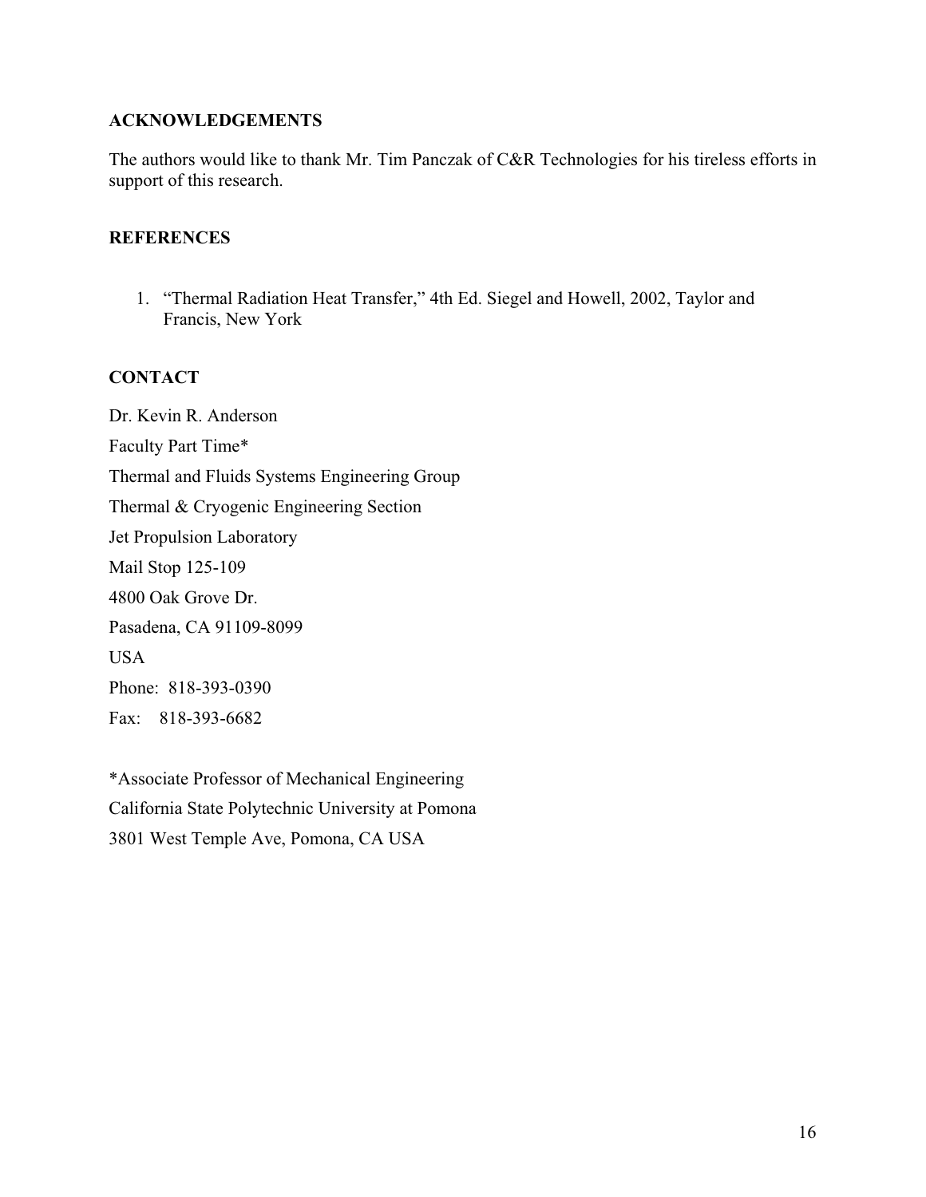## ACKNOWLEDGEMENTS

The authors would like to thank Mr. Tim Panczak of C&R Technologies for his tireless efforts in support of this research.

## REFERENCES

1. "Thermal Radiation Heat Transfer," 4th Ed. Siegel and Howell, 2002, Taylor and Francis, New York

## CONTACT

Dr. Kevin R. Anderson

Faculty Part Time*

Thermal and Fluids Systems Engineering Group

Thermal & Cryogenic Engineering Section

Jet Propulsion Laboratory

Mail Stop 125-109

4800 Oak Grove Dr.

Pasadena, CA 91109-8099

USA

Phone: 818-393-0390

Fax: 818-393-6682

*Associate Professor of Mechanical Engineering

California State Polytechnic University at Pomona

3801 West Temple Ave, Pomona, CA USA